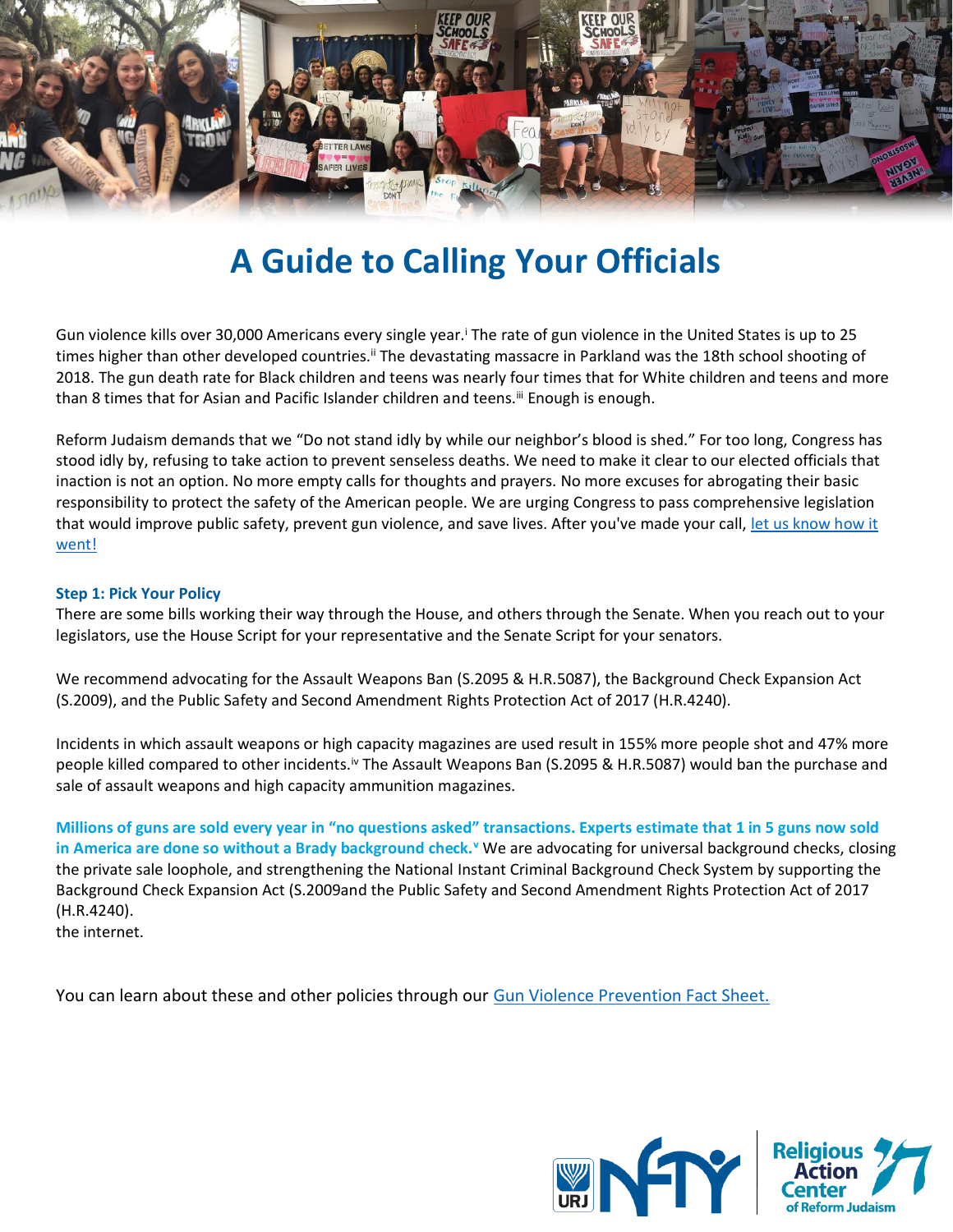# A Guide to Calling Your Officials

Gun violence kills over 30,000 Americans every single year.[i] The rate of gun violence in the United States is up to 25 times higher than other developed countries.[ii] The devastating massacre in Parkland was the 18th school shooting of 2018. The gun death rate for Black children and teens was nearly four times that for White children and teens and more than 8 times that for Asian and Pacific Islander children and teens.[iii] Enough is enough.

Reform Judaism demands that we "Do not stand idly by while our neighbor's blood is shed." For too long, Congress has stood idly by, refusing to take action to prevent senseless deaths. We need to make it clear to our elected officials that inaction is not an option. No more empty calls for thoughts and prayers. No more excuses for abrogating their basic responsibility to protect the safety of the American people. We are urging Congress to pass comprehensive legislation that would improve public safety, prevent gun violence, and save lives. After you've made your call, let us know how it went!

### Step 1: Pick Your Policy

There are some bills working their way through the House, and others through the Senate. When you reach out to your legislators, use the House Script for your representative and the Senate Script for your senators.

We recommend advocating for the Assault Weapons Ban (S.2095 & H.R.5087), the Background Check Expansion Act (S.2009), and the Public Safety and Second Amendment Rights Protection Act of 2017 (H.R.4240).

Incidents in which assault weapons or high capacity magazines are used result in 155% more people shot and 47% more people killed compared to other incidents.[iv] The Assault Weapons Ban (S.2095 & H.R.5087) would ban the purchase and sale of assault weapons and high capacity ammunition magazines.

**Millions of guns are sold every year in "no questions asked" transactions. Experts estimate that 1 in 5 guns now sold in America are done so without a Brady background check.[v]** We are advocating for universal background checks, closing the private sale loophole, and strengthening the National Instant Criminal Background Check System by supporting the Background Check Expansion Act (S.2009and the Public Safety and Second Amendment Rights Protection Act of 2017 (H.R.4240).
the internet.

You can learn about these and other policies through our Gun Violence Prevention Fact Sheet.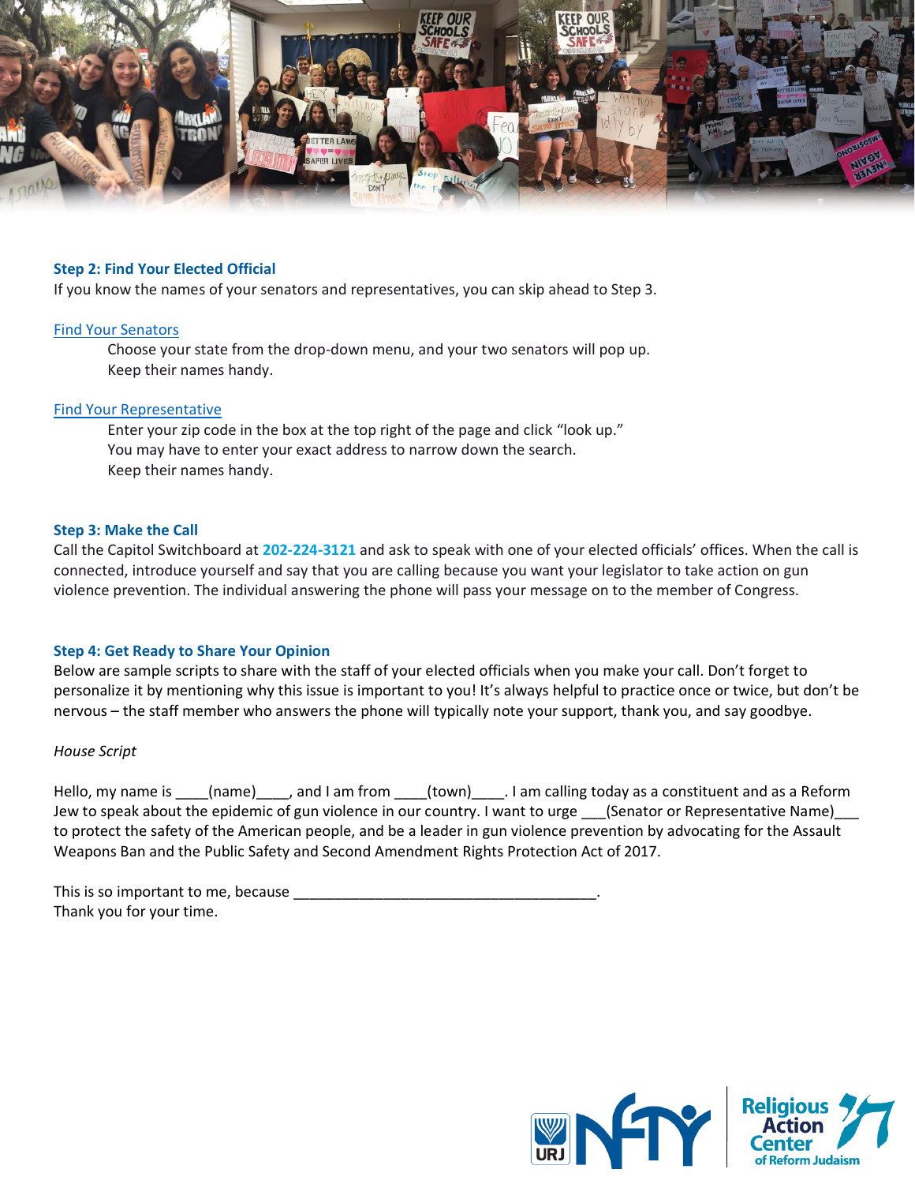### Step 2: Find Your Elected Official

If you know the names of your senators and representatives, you can skip ahead to Step 3.

Find Your Senators

Choose your state from the drop-down menu, and your two senators will pop up.
Keep their names handy.

Find Your Representative

Enter your zip code in the box at the top right of the page and click "look up."
You may have to enter your exact address to narrow down the search.
Keep their names handy.

### Step 3: Make the Call

Call the Capitol Switchboard at **202-224-3121** and ask to speak with one of your elected officials' offices. When the call is connected, introduce yourself and say that you are calling because you want your legislator to take action on gun violence prevention. The individual answering the phone will pass your message on to the member of Congress.

### Step 4: Get Ready to Share Your Opinion

Below are sample scripts to share with the staff of your elected officials when you make your call. Don't forget to personalize it by mentioning why this issue is important to you! It's always helpful to practice once or twice, but don't be nervous – the staff member who answers the phone will typically note your support, thank you, and say goodbye.

*House Script*

Hello, my name is ____(name)____, and I am from ____(town)____. I am calling today as a constituent and as a Reform Jew to speak about the epidemic of gun violence in our country. I want to urge ___(Senator or Representative Name)___ to protect the safety of the American people, and be a leader in gun violence prevention by advocating for the Assault Weapons Ban and the Public Safety and Second Amendment Rights Protection Act of 2017.

This is so important to me, because ______________________________________.
Thank you for your time.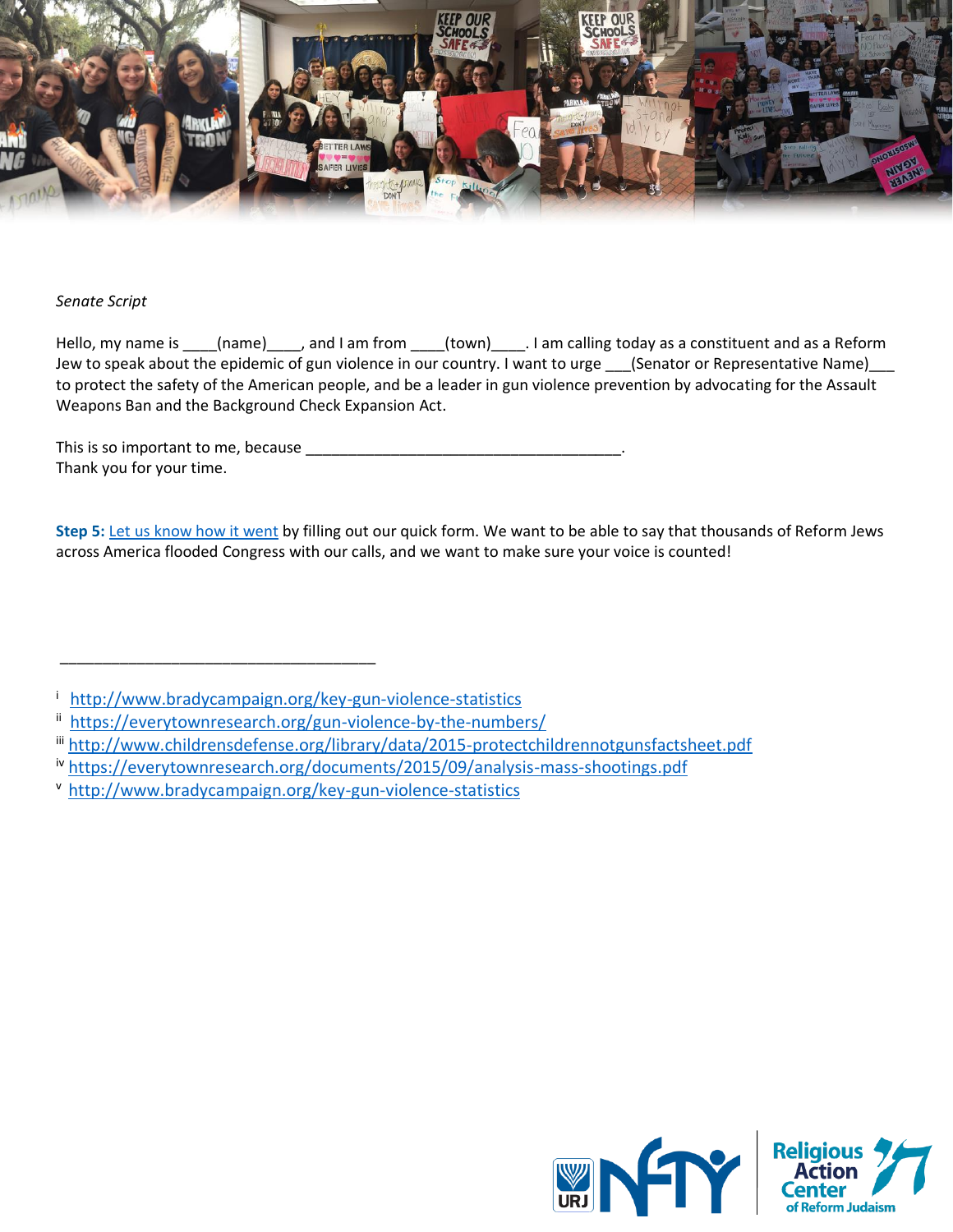*Senate Script*

Hello, my name is ____(name)____, and I am from ____(town)____. I am calling today as a constituent and as a Reform Jew to speak about the epidemic of gun violence in our country. I want to urge ___(Senator or Representative Name)___ to protect the safety of the American people, and be a leader in gun violence prevention by advocating for the Assault Weapons Ban and the Background Check Expansion Act.

This is so important to me, because _______________________________________.
Thank you for your time.

**Step 5:** Let us know how it went by filling out our quick form. We want to be able to say that thousands of Reform Jews across America flooded Congress with our calls, and we want to make sure your voice is counted!

______________________________________

[i] http://www.bradycampaign.org/key-gun-violence-statistics
[ii] https://everytownresearch.org/gun-violence-by-the-numbers/
[iii] http://www.childrensdefense.org/library/data/2015-protectchildrennotgunsfactsheet.pdf
[iv] https://everytownresearch.org/documents/2015/09/analysis-mass-shootings.pdf
[v] http://www.bradycampaign.org/key-gun-violence-statistics